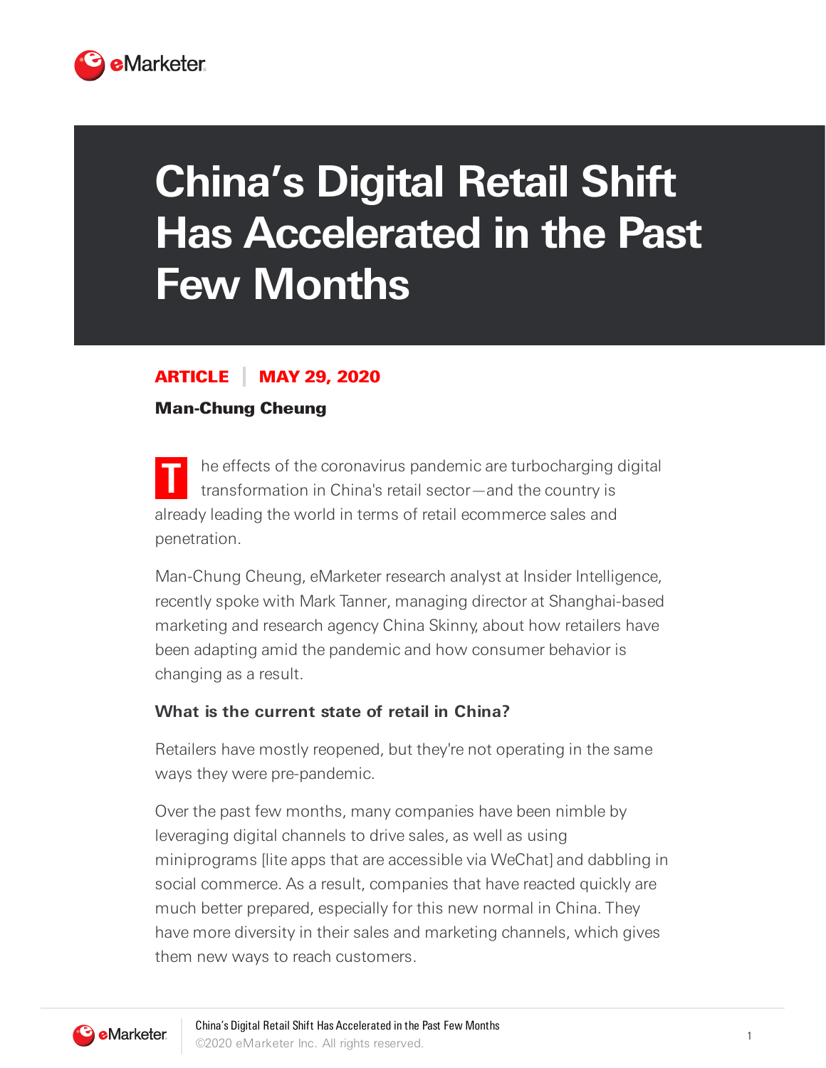# China's Digital Retail Shift Has Accelerated in the Past Few Months

**ARTICLE | MAY 29, 2020**

**Man-Chung Cheung**

The effects of the coronavirus pandemic are turbocharging digital transformation in China's retail sector—and the country is already leading the world in terms of retail ecommerce sales and penetration.

Man-Chung Cheung, eMarketer research analyst at Insider Intelligence, recently spoke with Mark Tanner, managing director at Shanghai-based marketing and research agency China Skinny, about how retailers have been adapting amid the pandemic and how consumer behavior is changing as a result.

**What is the current state of retail in China?**

Retailers have mostly reopened, but they're not operating in the same ways they were pre-pandemic.

Over the past few months, many companies have been nimble by leveraging digital channels to drive sales, as well as using miniprograms [lite apps that are accessible via WeChat] and dabbling in social commerce. As a result, companies that have reacted quickly are much better prepared, especially for this new normal in China. They have more diversity in their sales and marketing channels, which gives them new ways to reach customers.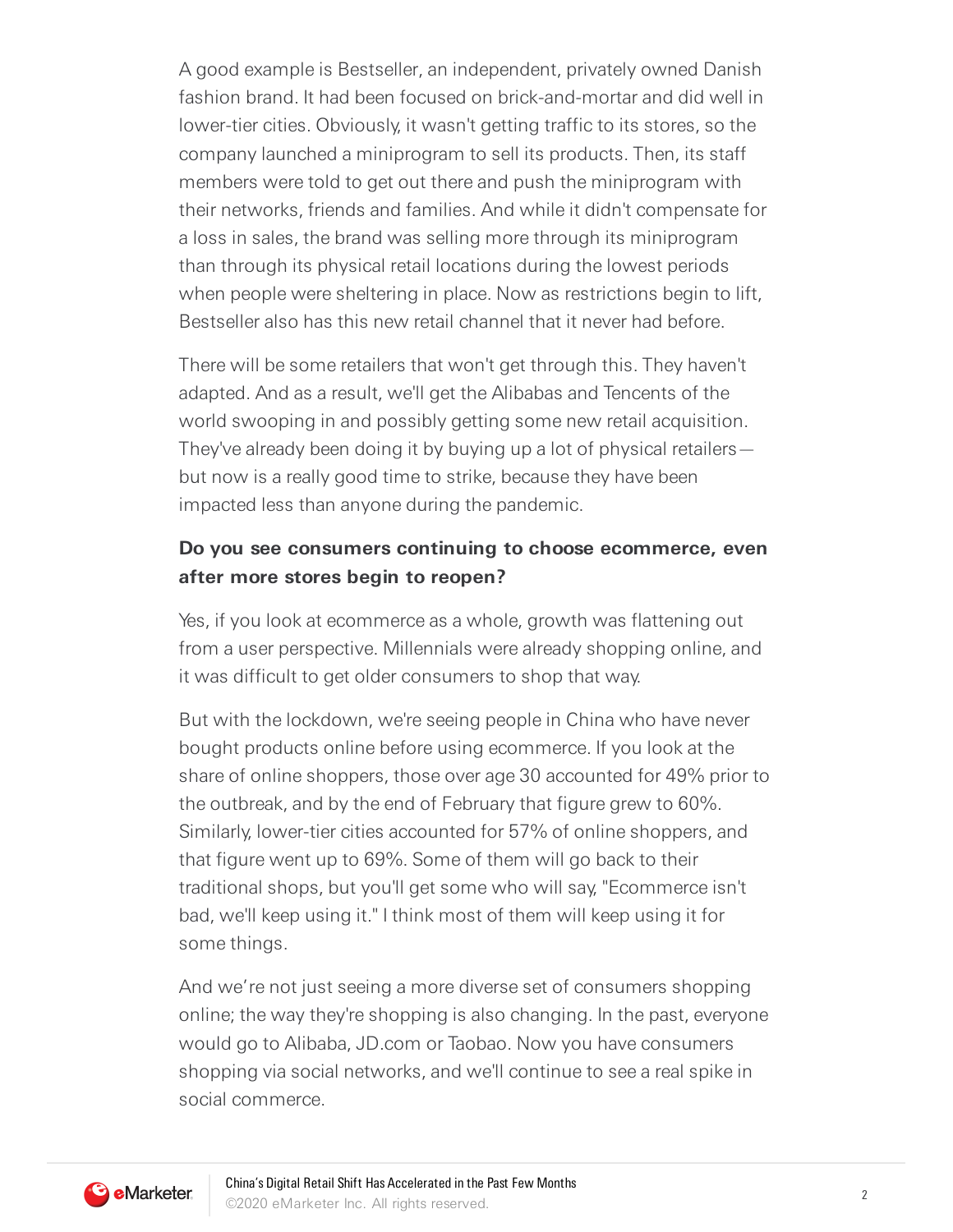A good example is Bestseller, an independent, privately owned Danish fashion brand. It had been focused on brick-and-mortar and did well in lower-tier cities. Obviously, it wasn't getting traffic to its stores, so the company launched a miniprogram to sell its products. Then, its staff members were told to get out there and push the miniprogram with their networks, friends and families. And while it didn't compensate for a loss in sales, the brand was selling more through its miniprogram than through its physical retail locations during the lowest periods when people were sheltering in place. Now as restrictions begin to lift, Bestseller also has this new retail channel that it never had before.

There will be some retailers that won't get through this. They haven't adapted. And as a result, we'll get the Alibabas and Tencents of the world swooping in and possibly getting some new retail acquisition. They've already been doing it by buying up a lot of physical retailers—but now is a really good time to strike, because they have been impacted less than anyone during the pandemic.

**Do you see consumers continuing to choose ecommerce, even after more stores begin to reopen?**

Yes, if you look at ecommerce as a whole, growth was flattening out from a user perspective. Millennials were already shopping online, and it was difficult to get older consumers to shop that way.

But with the lockdown, we're seeing people in China who have never bought products online before using ecommerce. If you look at the share of online shoppers, those over age 30 accounted for 49% prior to the outbreak, and by the end of February that figure grew to 60%. Similarly, lower-tier cities accounted for 57% of online shoppers, and that figure went up to 69%. Some of them will go back to their traditional shops, but you'll get some who will say, "Ecommerce isn't bad, we'll keep using it." I think most of them will keep using it for some things.

And we're not just seeing a more diverse set of consumers shopping online; the way they're shopping is also changing. In the past, everyone would go to Alibaba, JD.com or Taobao. Now you have consumers shopping via social networks, and we'll continue to see a real spike in social commerce.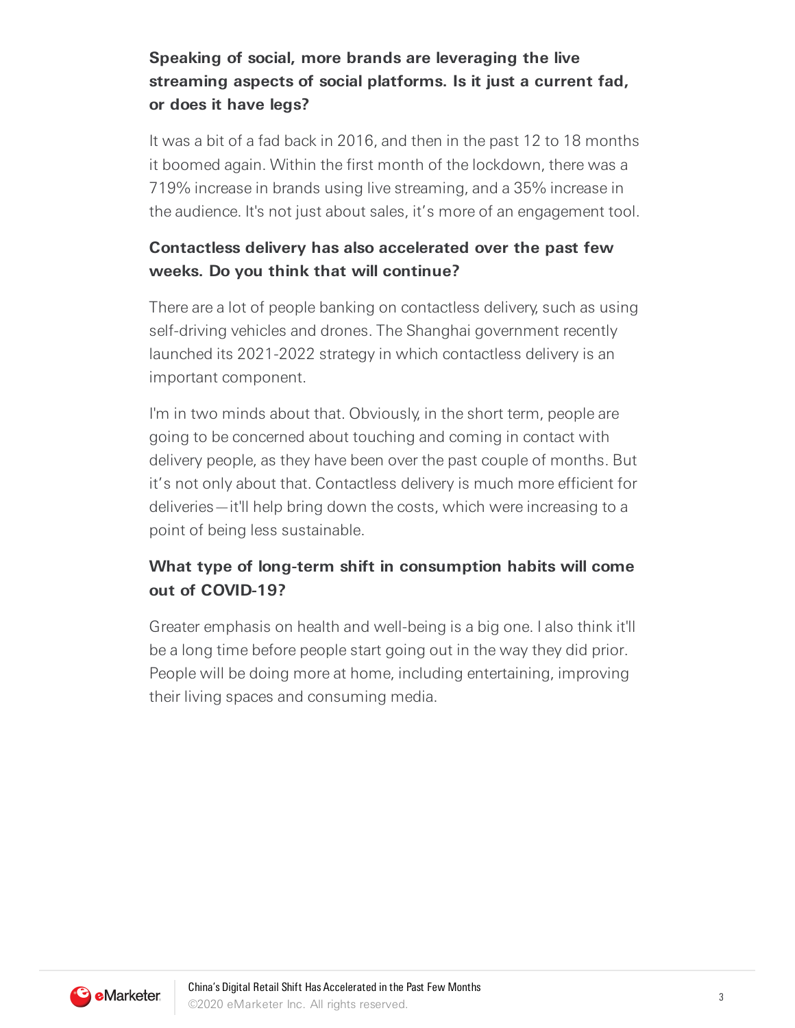**Speaking of social, more brands are leveraging the live streaming aspects of social platforms. Is it just a current fad, or does it have legs?**

It was a bit of a fad back in 2016, and then in the past 12 to 18 months it boomed again. Within the first month of the lockdown, there was a 719% increase in brands using live streaming, and a 35% increase in the audience. It's not just about sales, it's more of an engagement tool.

**Contactless delivery has also accelerated over the past few weeks. Do you think that will continue?**

There are a lot of people banking on contactless delivery, such as using self-driving vehicles and drones. The Shanghai government recently launched its 2021-2022 strategy in which contactless delivery is an important component.

I'm in two minds about that. Obviously, in the short term, people are going to be concerned about touching and coming in contact with delivery people, as they have been over the past couple of months. But it's not only about that. Contactless delivery is much more efficient for deliveries—it'll help bring down the costs, which were increasing to a point of being less sustainable.

**What type of long-term shift in consumption habits will come out of COVID-19?**

Greater emphasis on health and well-being is a big one. I also think it'll be a long time before people start going out in the way they did prior. People will be doing more at home, including entertaining, improving their living spaces and consuming media.